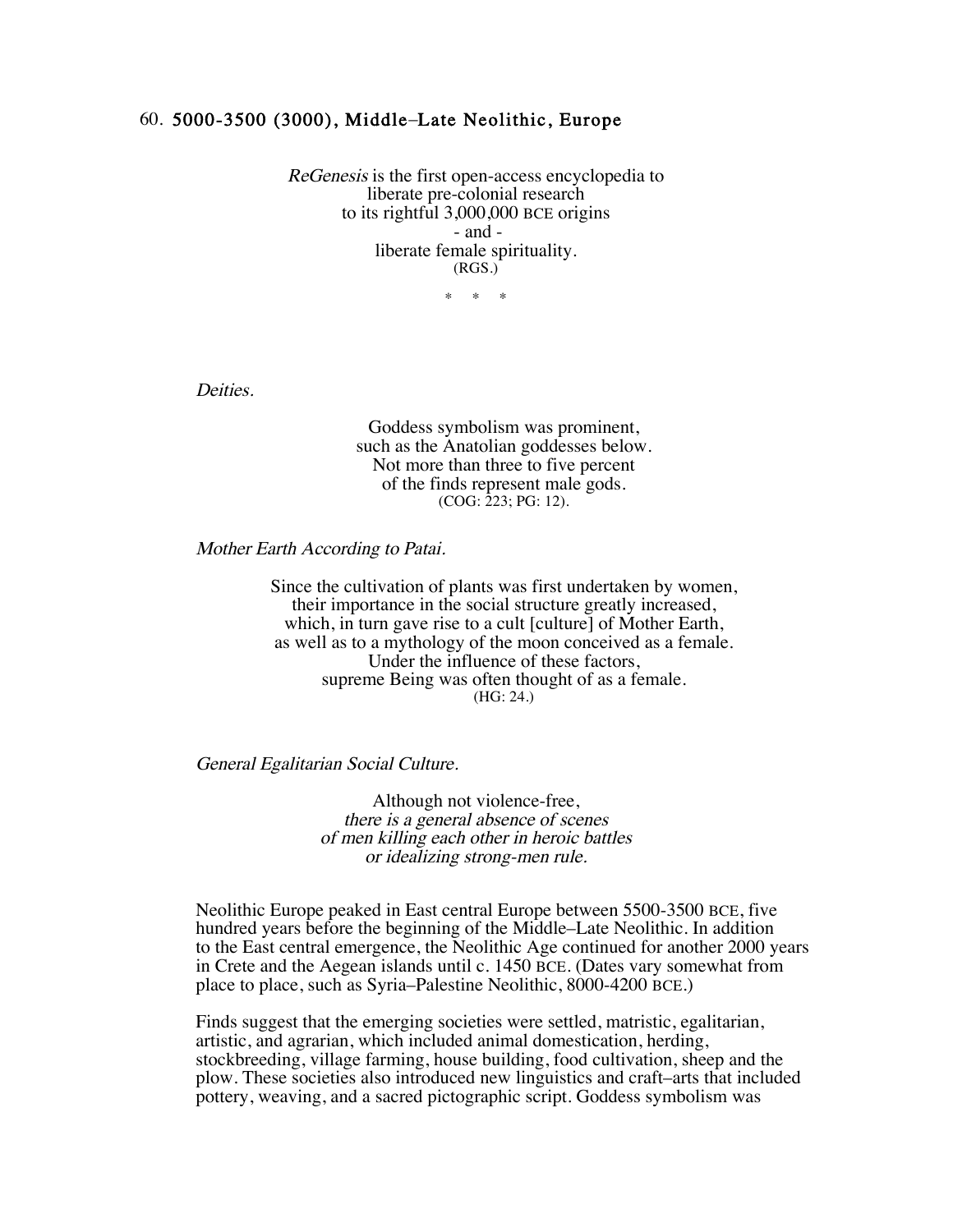## 60. 5000-3500 (3000), Middle–Late Neolithic, Europe

*ReGenesis* is the first open-access encyclopedia to
liberate pre-colonial research
to its rightful 3,000,000 BCE origins
- and -
liberate female spirituality.
(RGS.)

\* \* \*

*Deities.*

Goddess symbolism was prominent,
such as the Anatolian goddesses below.
Not more than three to five percent
of the finds represent male gods.
(COG: 223; PG: 12).

*Mother Earth According to Patai.*

Since the cultivation of plants was first undertaken by women,
their importance in the social structure greatly increased,
which, in turn gave rise to a cult [culture] of Mother Earth,
as well as to a mythology of the moon conceived as a female.
Under the influence of these factors,
supreme Being was often thought of as a female.
(HG: 24.)

*General Egalitarian Social Culture.*

Although not violence-free,
*there is a general absence of scenes
of men killing each other in heroic battles
or idealizing strong-men rule.*

Neolithic Europe peaked in East central Europe between 5500-3500 BCE, five hundred years before the beginning of the Middle–Late Neolithic. In addition to the East central emergence, the Neolithic Age continued for another 2000 years in Crete and the Aegean islands until c. 1450 BCE. (Dates vary somewhat from place to place, such as Syria–Palestine Neolithic, 8000-4200 BCE.)

Finds suggest that the emerging societies were settled, matristic, egalitarian, artistic, and agrarian, which included animal domestication, herding, stockbreeding, village farming, house building, food cultivation, sheep and the plow. These societies also introduced new linguistics and craft–arts that included pottery, weaving, and a sacred pictographic script. Goddess symbolism was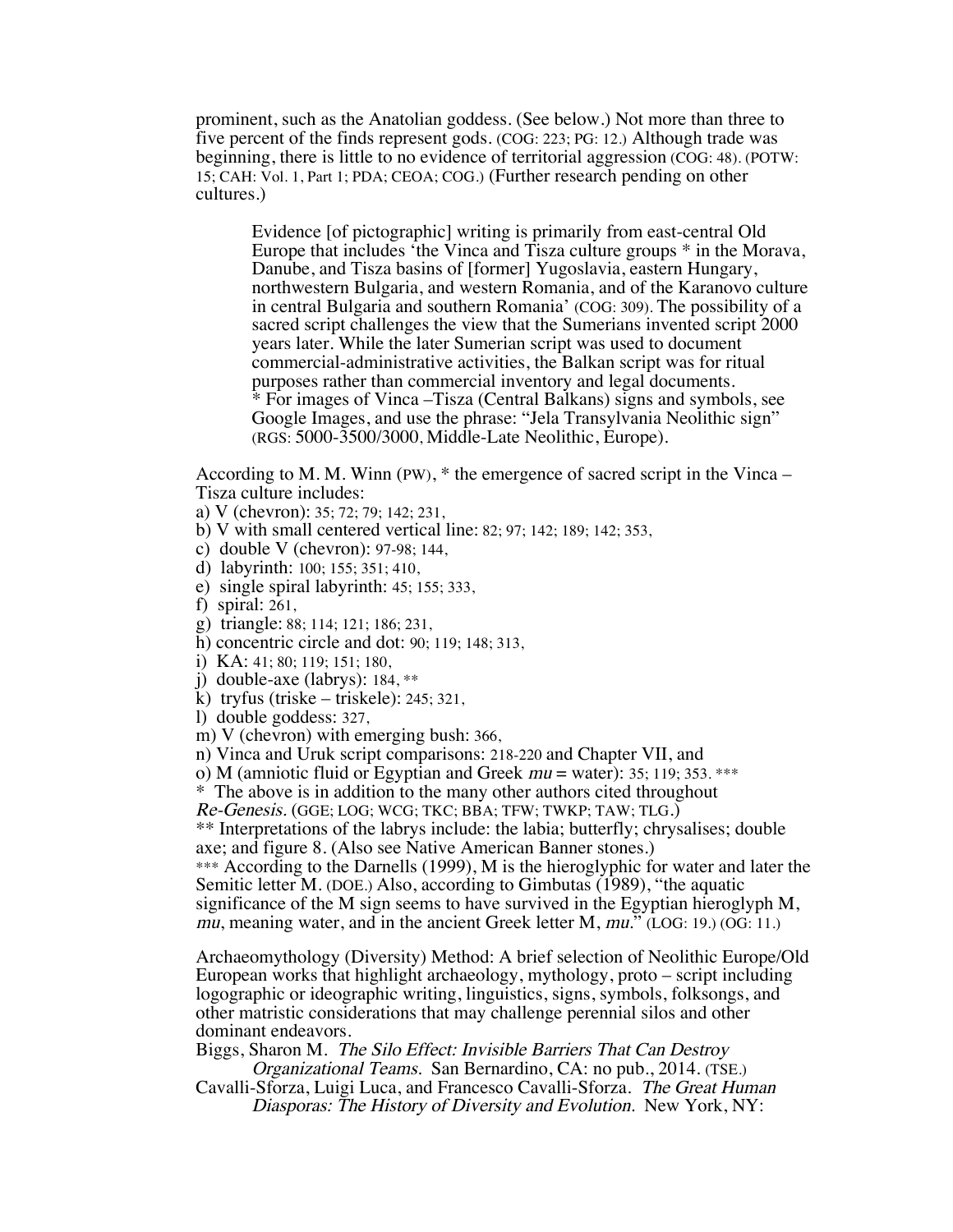prominent, such as the Anatolian goddess. (See below.) Not more than three to five percent of the finds represent gods. (COG: 223; PG: 12.) Although trade was beginning, there is little to no evidence of territorial aggression (COG: 48). (POTW: 15; CAH: Vol. 1, Part 1; PDA; CEOA; COG.) (Further research pending on other cultures.)

> Evidence [of pictographic] writing is primarily from east-central Old Europe that includes 'the Vinca and Tisza culture groups * in the Morava, Danube, and Tisza basins of [former] Yugoslavia, eastern Hungary, northwestern Bulgaria, and western Romania, and of the Karanovo culture in central Bulgaria and southern Romania' (COG: 309). The possibility of a sacred script challenges the view that the Sumerians invented script 2000 years later. While the later Sumerian script was used to document commercial-administrative activities, the Balkan script was for ritual purposes rather than commercial inventory and legal documents.
> * For images of Vinca –Tisza (Central Balkans) signs and symbols, see Google Images, and use the phrase: "Jela Transylvania Neolithic sign" (RGS: 5000-3500/3000, Middle-Late Neolithic, Europe).

According to M. M. Winn (PW), * the emergence of sacred script in the Vinca – Tisza culture includes:

a) V (chevron): 35; 72; 79; 142; 231,
b) V with small centered vertical line: 82; 97; 142; 189; 142; 353,
c) double V (chevron): 97-98; 144,
d) labyrinth: 100; 155; 351; 410,
e) single spiral labyrinth: 45; 155; 333,
f) spiral: 261,
g) triangle: 88; 114; 121; 186; 231,
h) concentric circle and dot: 90; 119; 148; 313,
i) KA: 41; 80; 119; 151; 180,
j) double-axe (labrys): 184, **
k) tryfus (triske – triskele): 245; 321,
l) double goddess: 327,
m) V (chevron) with emerging bush: 366,
n) Vinca and Uruk script comparisons: 218-220 and Chapter VII, and
o) M (amniotic fluid or Egyptian and Greek *mu* = water): 35; 119; 353. ***

* The above is in addition to the many other authors cited throughout *Re-Genesis.* (GGE; LOG; WCG; TKC; BBA; TFW; TWKP; TAW; TLG.)
** Interpretations of the labrys include: the labia; butterfly; chrysalises; double axe; and figure 8. (Also see Native American Banner stones.)
*** According to the Darnells (1999), M is the hieroglyphic for water and later the Semitic letter M. (DOE.) Also, according to Gimbutas (1989), "the aquatic significance of the M sign seems to have survived in the Egyptian hieroglyph M, *mu*, meaning water, and in the ancient Greek letter M, *mu*." (LOG: 19.) (OG: 11.)

Archaeomythology (Diversity) Method: A brief selection of Neolithic Europe/Old European works that highlight archaeology, mythology, proto – script including logographic or ideographic writing, linguistics, signs, symbols, folksongs, and other matristic considerations that may challenge perennial silos and other dominant endeavors.

Biggs, Sharon M. *The Silo Effect: Invisible Barriers That Can Destroy Organizational Teams.* San Bernardino, CA: no pub., 2014. (TSE.)

Cavalli-Sforza, Luigi Luca, and Francesco Cavalli-Sforza. *The Great Human Diasporas: The History of Diversity and Evolution.* New York, NY: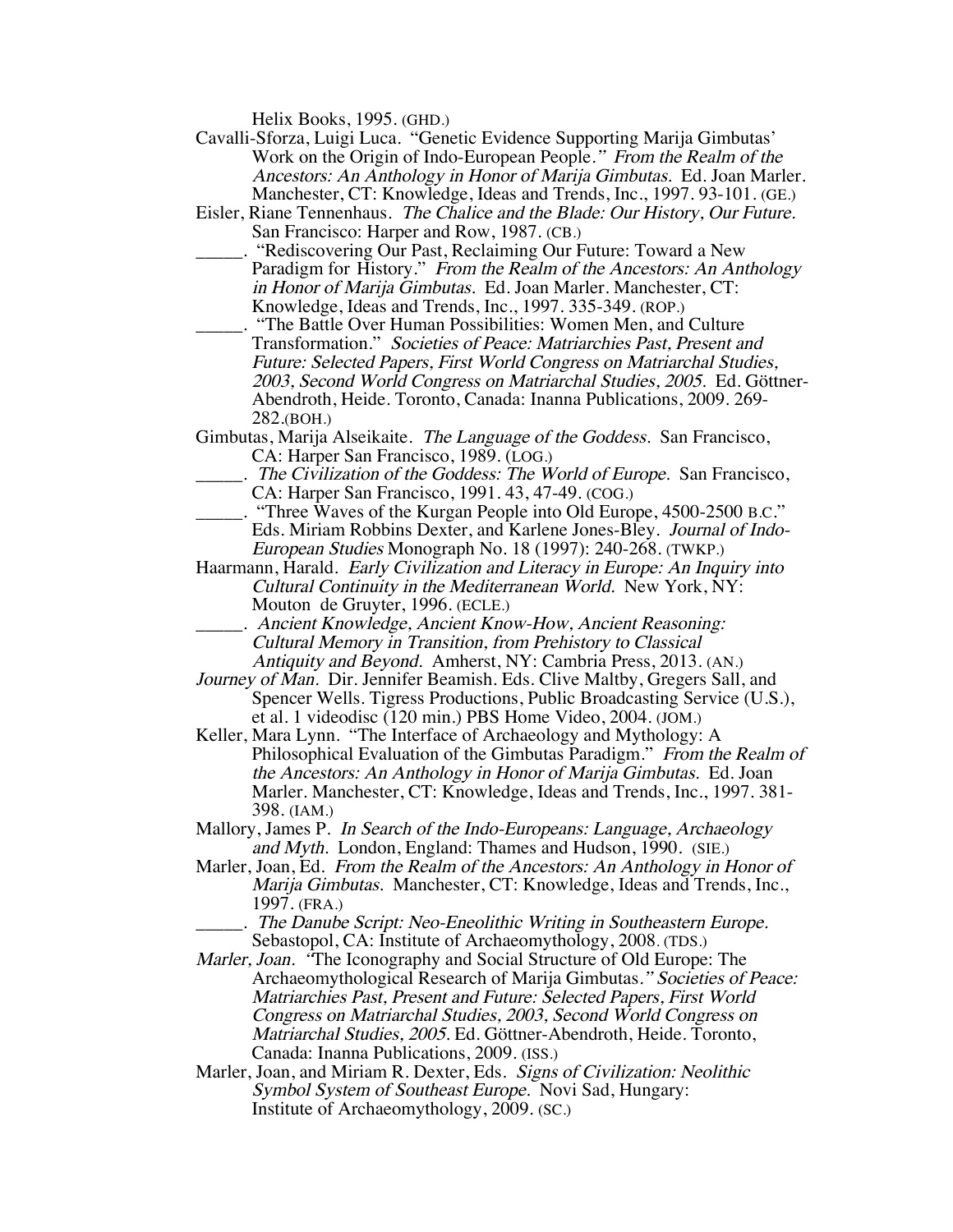Helix Books, 1995. (GHD.)

Cavalli-Sforza, Luigi Luca. "Genetic Evidence Supporting Marija Gimbutas' Work on the Origin of Indo-European People." *From the Realm of the Ancestors: An Anthology in Honor of Marija Gimbutas.* Ed. Joan Marler. Manchester, CT: Knowledge, Ideas and Trends, Inc., 1997. 93-101. (GE.)

Eisler, Riane Tennenhaus. *The Chalice and the Blade: Our History, Our Future.* San Francisco: Harper and Row, 1987. (CB.)

_____. "Rediscovering Our Past, Reclaiming Our Future: Toward a New Paradigm for History." *From the Realm of the Ancestors: An Anthology in Honor of Marija Gimbutas.* Ed. Joan Marler. Manchester, CT: Knowledge, Ideas and Trends, Inc., 1997. 335-349. (ROP.)

_____. "The Battle Over Human Possibilities: Women Men, and Culture Transformation." *Societies of Peace: Matriarchies Past, Present and Future: Selected Papers, First World Congress on Matriarchal Studies, 2003, Second World Congress on Matriarchal Studies, 2005.* Ed. Göttner-Abendroth, Heide. Toronto, Canada: Inanna Publications, 2009. 269-282.(BOH.)

Gimbutas, Marija Alseikaite. *The Language of the Goddess.* San Francisco, CA: Harper San Francisco, 1989. (LOG.)

_____. *The Civilization of the Goddess: The World of Europe.* San Francisco, CA: Harper San Francisco, 1991. 43, 47-49. (COG.)

_____. "Three Waves of the Kurgan People into Old Europe, 4500-2500 B.C." Eds. Miriam Robbins Dexter, and Karlene Jones-Bley. *Journal of Indo-European Studies* Monograph No. 18 (1997): 240-268. (TWKP.)

Haarmann, Harald. *Early Civilization and Literacy in Europe: An Inquiry into Cultural Continuity in the Mediterranean World.* New York, NY: Mouton de Gruyter, 1996. (ECLE.)

_____. *Ancient Knowledge, Ancient Know-How, Ancient Reasoning: Cultural Memory in Transition, from Prehistory to Classical Antiquity and Beyond.* Amherst, NY: Cambria Press, 2013. (AN.)

*Journey of Man.* Dir. Jennifer Beamish. Eds. Clive Maltby, Gregers Sall, and Spencer Wells. Tigress Productions, Public Broadcasting Service (U.S.), et al. 1 videodisc (120 min.) PBS Home Video, 2004. (JOM.)

Keller, Mara Lynn. "The Interface of Archaeology and Mythology: A Philosophical Evaluation of the Gimbutas Paradigm." *From the Realm of the Ancestors: An Anthology in Honor of Marija Gimbutas.* Ed. Joan Marler. Manchester, CT: Knowledge, Ideas and Trends, Inc., 1997. 381-398. (IAM.)

Mallory, James P. *In Search of the Indo-Europeans: Language, Archaeology and Myth.* London, England: Thames and Hudson, 1990. (SIE.)

Marler, Joan, Ed. *From the Realm of the Ancestors: An Anthology in Honor of Marija Gimbutas.* Manchester, CT: Knowledge, Ideas and Trends, Inc., 1997. (FRA.)

_____. *The Danube Script: Neo-Eneolithic Writing in Southeastern Europe.* Sebastopol, CA: Institute of Archaeomythology, 2008. (TDS.)

*Marler, Joan.* "The Iconography and Social Structure of Old Europe: The Archaeomythological Research of Marija Gimbutas." *Societies of Peace: Matriarchies Past, Present and Future: Selected Papers, First World Congress on Matriarchal Studies, 2003, Second World Congress on Matriarchal Studies, 2005.* Ed. Göttner-Abendroth, Heide. Toronto, Canada: Inanna Publications, 2009. (ISS.)

Marler, Joan, and Miriam R. Dexter, Eds. *Signs of Civilization: Neolithic Symbol System of Southeast Europe.* Novi Sad, Hungary: Institute of Archaeomythology, 2009. (SC.)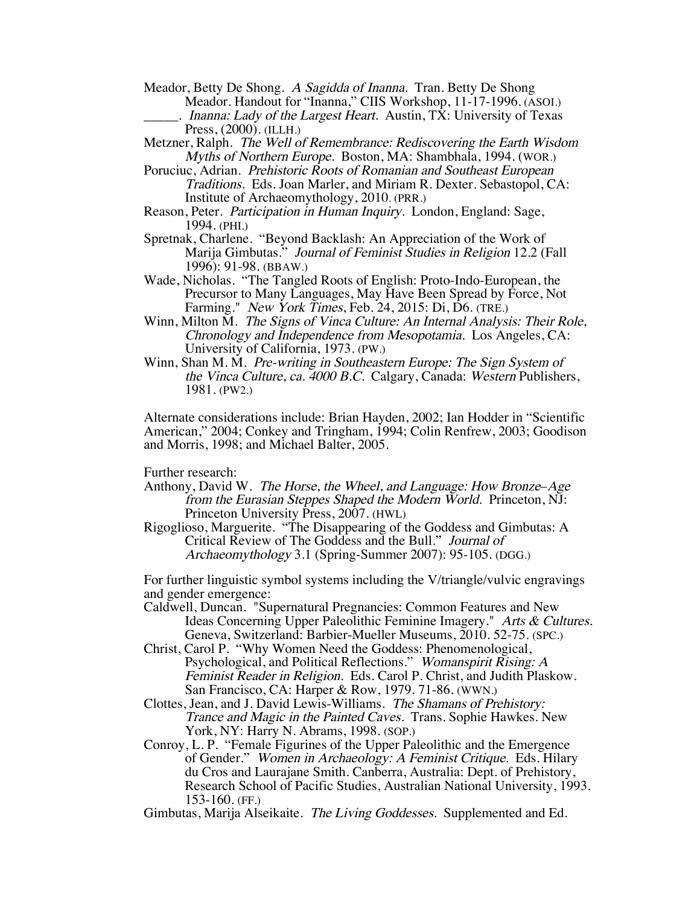Meador, Betty De Shong. *A Sagidda of Inanna.* Tran. Betty De Shong Meador. Handout for "Inanna," CIIS Workshop, 11-17-1996. (ASOI.)

_____. *Inanna: Lady of the Largest Heart.* Austin, TX: University of Texas Press, (2000). (ILLH.)

Metzner, Ralph. *The Well of Remembrance: Rediscovering the Earth Wisdom Myths of Northern Europe.* Boston, MA: Shambhala, 1994. (WOR.)

Poruciuc, Adrian. *Prehistoric Roots of Romanian and Southeast European Traditions.* Eds. Joan Marler, and Miriam R. Dexter. Sebastopol, CA: Institute of Archaeomythology, 2010. (PRR.)

Reason, Peter. *Participation in Human Inquiry.* London, England: Sage, 1994. (PHI.)

Spretnak, Charlene. "Beyond Backlash: An Appreciation of the Work of Marija Gimbutas." *Journal of Feminist Studies in Religion* 12.2 (Fall 1996): 91-98. (BBAW.)

Wade, Nicholas. "The Tangled Roots of English: Proto-Indo-European, the Precursor to Many Languages, May Have Been Spread by Force, Not Farming." *New York Times*, Feb. 24, 2015: Di, D6. (TRE.)

Winn, Milton M. *The Signs of Vinca Culture: An Internal Analysis: Their Role, Chronology and Independence from Mesopotamia.* Los Angeles, CA: University of California, 1973. (PW.)

Winn, Shan M. M. *Pre-writing in Southeastern Europe: The Sign System of the Vinca Culture, ca. 4000 B.C.* Calgary, Canada: *Western* Publishers, 1981. (PW2.)

Alternate considerations include: Brian Hayden, 2002; Ian Hodder in "Scientific American," 2004; Conkey and Tringham, 1994; Colin Renfrew, 2003; Goodison and Morris, 1998; and Michael Balter, 2005.

Further research:

Anthony, David W. *The Horse, the Wheel, and Language: How Bronze–Age from the Eurasian Steppes Shaped the Modern World.* Princeton, NJ: Princeton University Press, 2007. (HWL)

Rigoglioso, Marguerite. "The Disappearing of the Goddess and Gimbutas: A Critical Review of The Goddess and the Bull." *Journal of Archaeomythology* 3.1 (Spring-Summer 2007): 95-105. (DGG.)

For further linguistic symbol systems including the V/triangle/vulvic engravings and gender emergence:

Caldwell, Duncan. "Supernatural Pregnancies: Common Features and New Ideas Concerning Upper Paleolithic Feminine Imagery." *Arts & Cultures.* Geneva, Switzerland: Barbier-Mueller Museums, 2010. 52-75. (SPC.)

Christ, Carol P. "Why Women Need the Goddess: Phenomenological, Psychological, and Political Reflections." *Womanspirit Rising: A Feminist Reader in Religion.* Eds. Carol P. Christ, and Judith Plaskow. San Francisco, CA: Harper & Row, 1979. 71-86. (WWN.)

Clottes, Jean, and J. David Lewis-Williams. *The Shamans of Prehistory: Trance and Magic in the Painted Caves.* Trans. Sophie Hawkes. New York, NY: Harry N. Abrams, 1998. (SOP.)

Conroy, L. P. "Female Figurines of the Upper Paleolithic and the Emergence of Gender." *Women in Archaeology: A Feminist Critique.* Eds. Hilary du Cros and Laurajane Smith. Canberra, Australia: Dept. of Prehistory, Research School of Pacific Studies, Australian National University, 1993. 153-160. (FF.)

Gimbutas, Marija Alseikaite. *The Living Goddesses.* Supplemented and Ed.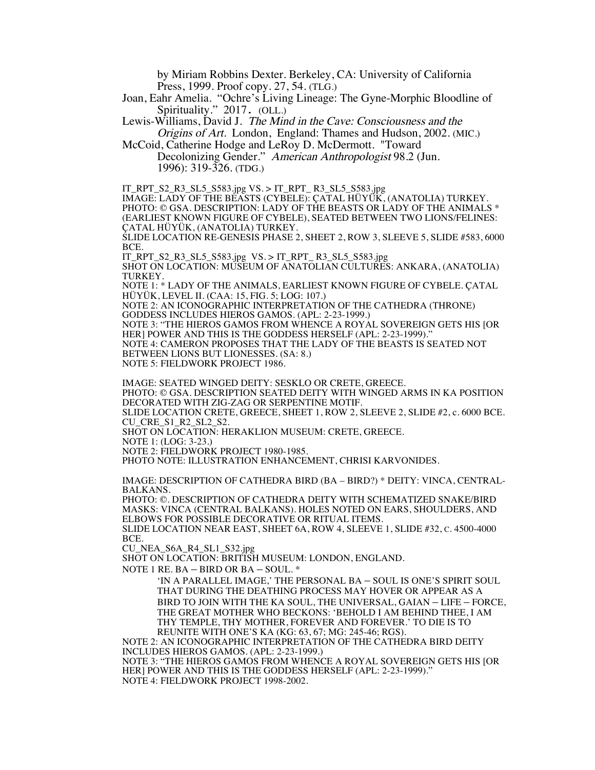by Miriam Robbins Dexter. Berkeley, CA: University of California Press, 1999. Proof copy. 27, 54. (TLG.)

Joan, Eahr Amelia. "Ochre's Living Lineage: The Gyne-Morphic Bloodline of Spirituality." 2017. (OLL.)

Lewis-Williams, David J. *The Mind in the Cave: Consciousness and the Origins of Art.* London, England: Thames and Hudson, 2002. (MIC.)

McCoid, Catherine Hodge and LeRoy D. McDermott. "Toward Decolonizing Gender." *American Anthropologist* 98.2 (Jun. 1996): 319-326. (TDG.)

IT_RPT_S2_R3_SL5_S583.jpg VS. > IT_RPT_ R3_SL5_S583.jpg
IMAGE: LADY OF THE BEASTS (CYBELE): ÇATAL HÜYÜK, (ANATOLIA) TURKEY.
PHOTO: © GSA. DESCRIPTION: LADY OF THE BEASTS OR LADY OF THE ANIMALS * (EARLIEST KNOWN FIGURE OF CYBELE), SEATED BETWEEN TWO LIONS/FELINES: ÇATAL HÜYÜK, (ANATOLIA) TURKEY.
SLIDE LOCATION RE-GENESIS PHASE 2, SHEET 2, ROW 3, SLEEVE 5, SLIDE #583, 6000 BCE.
IT_RPT_S2_R3_SL5_S583.jpg VS. > IT_RPT_ R3_SL5_S583.jpg
SHOT ON LOCATION: MUSEUM OF ANATOLIAN CULTURES: ANKARA, (ANATOLIA) TURKEY.
NOTE 1: * LADY OF THE ANIMALS, EARLIEST KNOWN FIGURE OF CYBELE. ÇATAL HÜYÜK, LEVEL II. (CAA: 15, FIG. 5; LOG: 107.)
NOTE 2: AN ICONOGRAPHIC INTERPRETATION OF THE CATHEDRA (THRONE) GODDESS INCLUDES HIEROS GAMOS. (APL: 2-23-1999.)
NOTE 3: "THE HIEROS GAMOS FROM WHENCE A ROYAL SOVEREIGN GETS HIS [OR HER] POWER AND THIS IS THE GODDESS HERSELF (APL: 2-23-1999)."
NOTE 4: CAMERON PROPOSES THAT THE LADY OF THE BEASTS IS SEATED NOT BETWEEN LIONS BUT LIONESSES. (SA: 8.)
NOTE 5: FIELDWORK PROJECT 1986.

IMAGE: SEATED WINGED DEITY: SESKLO OR CRETE, GREECE.
PHOTO: © GSA. DESCRIPTION SEATED DEITY WITH WINGED ARMS IN KA POSITION DECORATED WITH ZIG-ZAG OR SERPENTINE MOTIF.
SLIDE LOCATION CRETE, GREECE, SHEET 1, ROW 2, SLEEVE 2, SLIDE #2, c. 6000 BCE.
CU_CRE_S1_R2_SL2_S2.
SHOT ON LOCATION: HERAKLION MUSEUM: CRETE, GREECE.
NOTE 1: (LOG: 3-23.)
NOTE 2: FIELDWORK PROJECT 1980-1985.
PHOTO NOTE: ILLUSTRATION ENHANCEMENT, CHRISI KARVONIDES.

IMAGE: DESCRIPTION OF CATHEDRA BIRD (BA – BIRD?) * DEITY: VINCA, CENTRAL-BALKANS.
PHOTO: ©. DESCRIPTION OF CATHEDRA DEITY WITH SCHEMATIZED SNAKE/BIRD MASKS: VINCA (CENTRAL BALKANS). HOLES NOTED ON EARS, SHOULDERS, AND ELBOWS FOR POSSIBLE DECORATIVE OR RITUAL ITEMS.
SLIDE LOCATION NEAR EAST, SHEET 6A, ROW 4, SLEEVE 1, SLIDE #32, C. 4500-4000 BCE.
CU_NEA_S6A_R4_SL1_S32.jpg
SHOT ON LOCATION: BRITISH MUSEUM: LONDON, ENGLAND.
NOTE 1 RE. BA – BIRD OR BA – SOUL. *

> 'IN A PARALLEL IMAGE,' THE PERSONAL BA – SOUL IS ONE'S SPIRIT SOUL THAT DURING THE DEATHING PROCESS MAY HOVER OR APPEAR AS A BIRD TO JOIN WITH THE KA SOUL, THE UNIVERSAL, GAIAN – LIFE – FORCE, THE GREAT MOTHER WHO BECKONS: 'BEHOLD I AM BEHIND THEE, I AM THY TEMPLE, THY MOTHER, FOREVER AND FOREVER.' TO DIE IS TO REUNITE WITH ONE'S KA (KG: 63, 67; MG: 245-46; RGS).

NOTE 2: AN ICONOGRAPHIC INTERPRETATION OF THE CATHEDRA BIRD DEITY INCLUDES HIEROS GAMOS. (APL: 2-23-1999.)
NOTE 3: "THE HIEROS GAMOS FROM WHENCE A ROYAL SOVEREIGN GETS HIS [OR HER] POWER AND THIS IS THE GODDESS HERSELF (APL: 2-23-1999)."
NOTE 4: FIELDWORK PROJECT 1998-2002.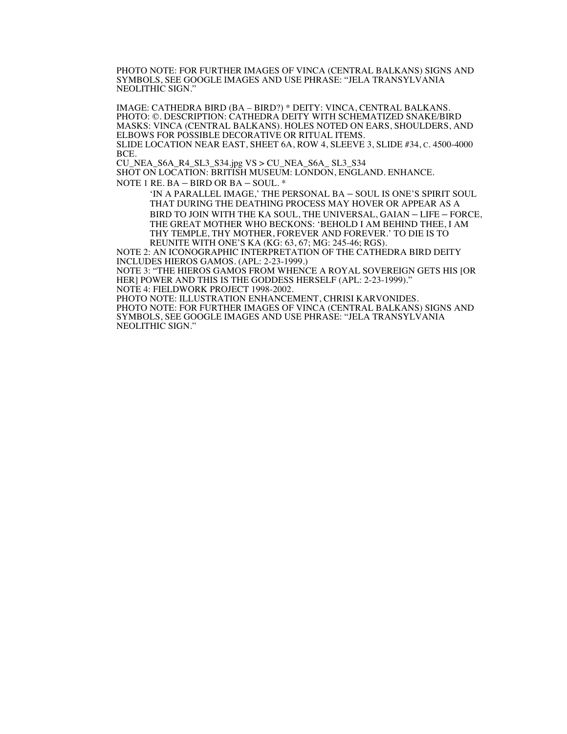PHOTO NOTE: FOR FURTHER IMAGES OF VINCA (CENTRAL BALKANS) SIGNS AND SYMBOLS, SEE GOOGLE IMAGES AND USE PHRASE: "JELA TRANSYLVANIA NEOLITHIC SIGN."

IMAGE: CATHEDRA BIRD (BA – BIRD?) * DEITY: VINCA, CENTRAL BALKANS.
PHOTO: ©. DESCRIPTION: CATHEDRA DEITY WITH SCHEMATIZED SNAKE/BIRD MASKS: VINCA (CENTRAL BALKANS). HOLES NOTED ON EARS, SHOULDERS, AND ELBOWS FOR POSSIBLE DECORATIVE OR RITUAL ITEMS.
SLIDE LOCATION NEAR EAST, SHEET 6A, ROW 4, SLEEVE 3, SLIDE #34, C. 4500-4000 BCE.
CU_NEA_S6A_R4_SL3_S34.jpg VS > CU_NEA_S6A_ SL3_S34
SHOT ON LOCATION: BRITISH MUSEUM: LONDON, ENGLAND. ENHANCE.
NOTE 1 RE. BA – BIRD OR BA – SOUL. *

> 'IN A PARALLEL IMAGE,' THE PERSONAL BA – SOUL IS ONE'S SPIRIT SOUL THAT DURING THE DEATHING PROCESS MAY HOVER OR APPEAR AS A BIRD TO JOIN WITH THE KA SOUL, THE UNIVERSAL, GAIAN – LIFE – FORCE, THE GREAT MOTHER WHO BECKONS: 'BEHOLD I AM BEHIND THEE, I AM THY TEMPLE, THY MOTHER, FOREVER AND FOREVER.' TO DIE IS TO REUNITE WITH ONE'S KA (KG: 63, 67; MG: 245-46; RGS).

NOTE 2: AN ICONOGRAPHIC INTERPRETATION OF THE CATHEDRA BIRD DEITY INCLUDES HIEROS GAMOS. (APL: 2-23-1999.)
NOTE 3: "THE HIEROS GAMOS FROM WHENCE A ROYAL SOVEREIGN GETS HIS [OR HER] POWER AND THIS IS THE GODDESS HERSELF (APL: 2-23-1999)."
NOTE 4: FIELDWORK PROJECT 1998-2002.
PHOTO NOTE: ILLUSTRATION ENHANCEMENT, CHRISI KARVONIDES.
PHOTO NOTE: FOR FURTHER IMAGES OF VINCA (CENTRAL BALKANS) SIGNS AND SYMBOLS, SEE GOOGLE IMAGES AND USE PHRASE: "JELA TRANSYLVANIA NEOLITHIC SIGN."